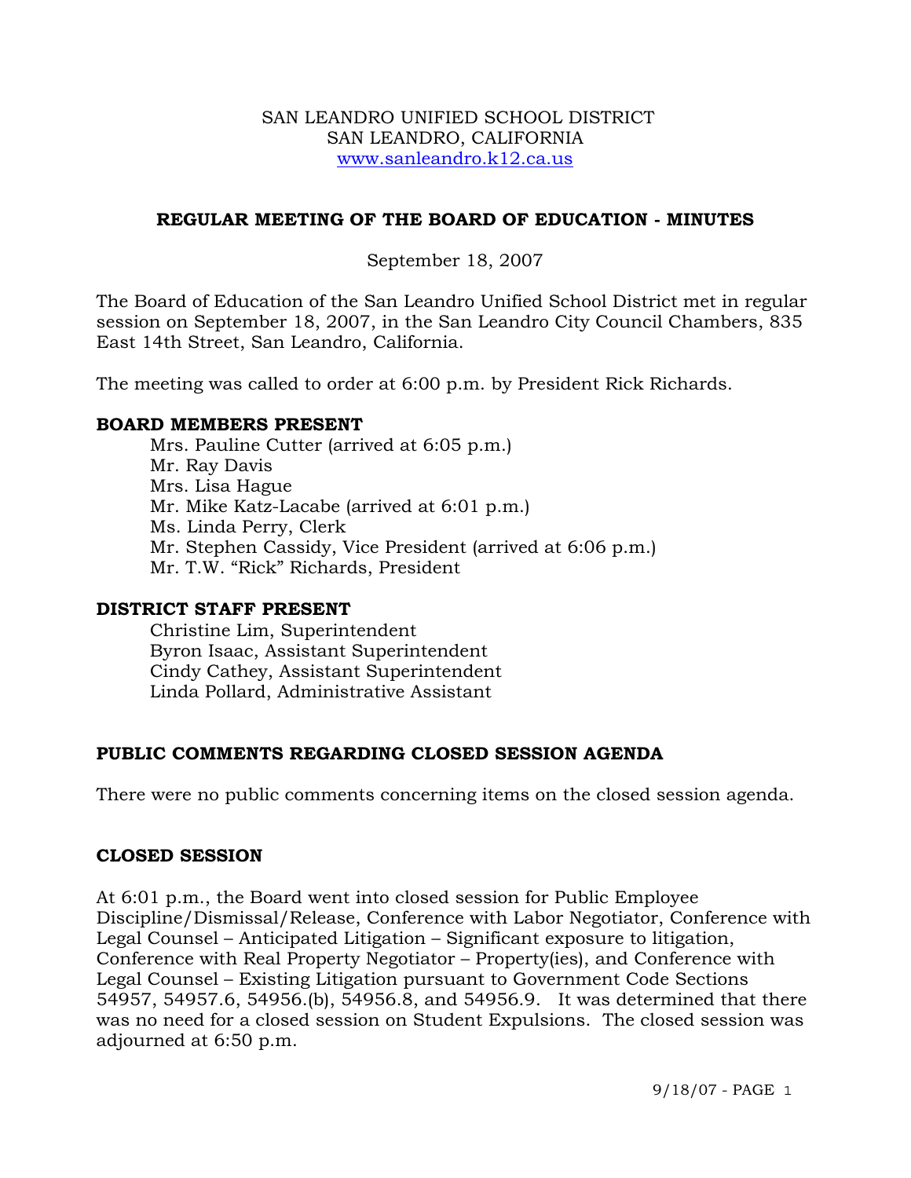SAN LEANDRO UNIFIED SCHOOL DISTRICT
SAN LEANDRO, CALIFORNIA
www.sanleandro.k12.ca.us

## REGULAR MEETING OF THE BOARD OF EDUCATION - MINUTES

September 18, 2007

The Board of Education of the San Leandro Unified School District met in regular session on September 18, 2007, in the San Leandro City Council Chambers, 835 East 14th Street, San Leandro, California.

The meeting was called to order at 6:00 p.m. by President Rick Richards.

### BOARD MEMBERS PRESENT

Mrs. Pauline Cutter (arrived at 6:05 p.m.)
Mr. Ray Davis
Mrs. Lisa Hague
Mr. Mike Katz-Lacabe (arrived at 6:01 p.m.)
Ms. Linda Perry, Clerk
Mr. Stephen Cassidy, Vice President (arrived at 6:06 p.m.)
Mr. T.W. "Rick" Richards, President

### DISTRICT STAFF PRESENT

Christine Lim, Superintendent
Byron Isaac, Assistant Superintendent
Cindy Cathey, Assistant Superintendent
Linda Pollard, Administrative Assistant

### PUBLIC COMMENTS REGARDING CLOSED SESSION AGENDA

There were no public comments concerning items on the closed session agenda.

### CLOSED SESSION

At 6:01 p.m., the Board went into closed session for Public Employee Discipline/Dismissal/Release, Conference with Labor Negotiator, Conference with Legal Counsel – Anticipated Litigation – Significant exposure to litigation, Conference with Real Property Negotiator – Property(ies), and Conference with Legal Counsel – Existing Litigation pursuant to Government Code Sections 54957, 54957.6, 54956.(b), 54956.8, and 54956.9. It was determined that there was no need for a closed session on Student Expulsions. The closed session was adjourned at 6:50 p.m.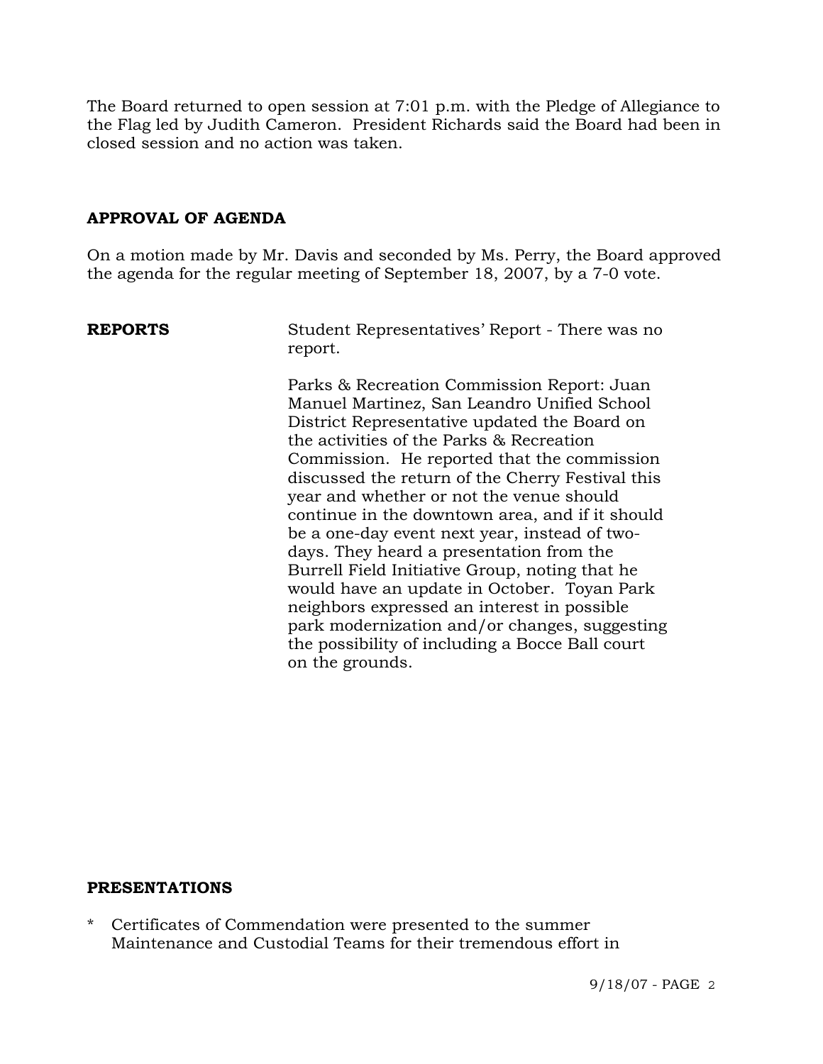The Board returned to open session at 7:01 p.m. with the Pledge of Allegiance to the Flag led by Judith Cameron. President Richards said the Board had been in closed session and no action was taken.

## APPROVAL OF AGENDA

On a motion made by Mr. Davis and seconded by Ms. Perry, the Board approved the agenda for the regular meeting of September 18, 2007, by a 7-0 vote.

## REPORTS

Student Representatives' Report - There was no report.

Parks & Recreation Commission Report: Juan Manuel Martinez, San Leandro Unified School District Representative updated the Board on the activities of the Parks & Recreation Commission. He reported that the commission discussed the return of the Cherry Festival this year and whether or not the venue should continue in the downtown area, and if it should be a one-day event next year, instead of two-days. They heard a presentation from the Burrell Field Initiative Group, noting that he would have an update in October. Toyan Park neighbors expressed an interest in possible park modernization and/or changes, suggesting the possibility of including a Bocce Ball court on the grounds.

## PRESENTATIONS

* Certificates of Commendation were presented to the summer Maintenance and Custodial Teams for their tremendous effort in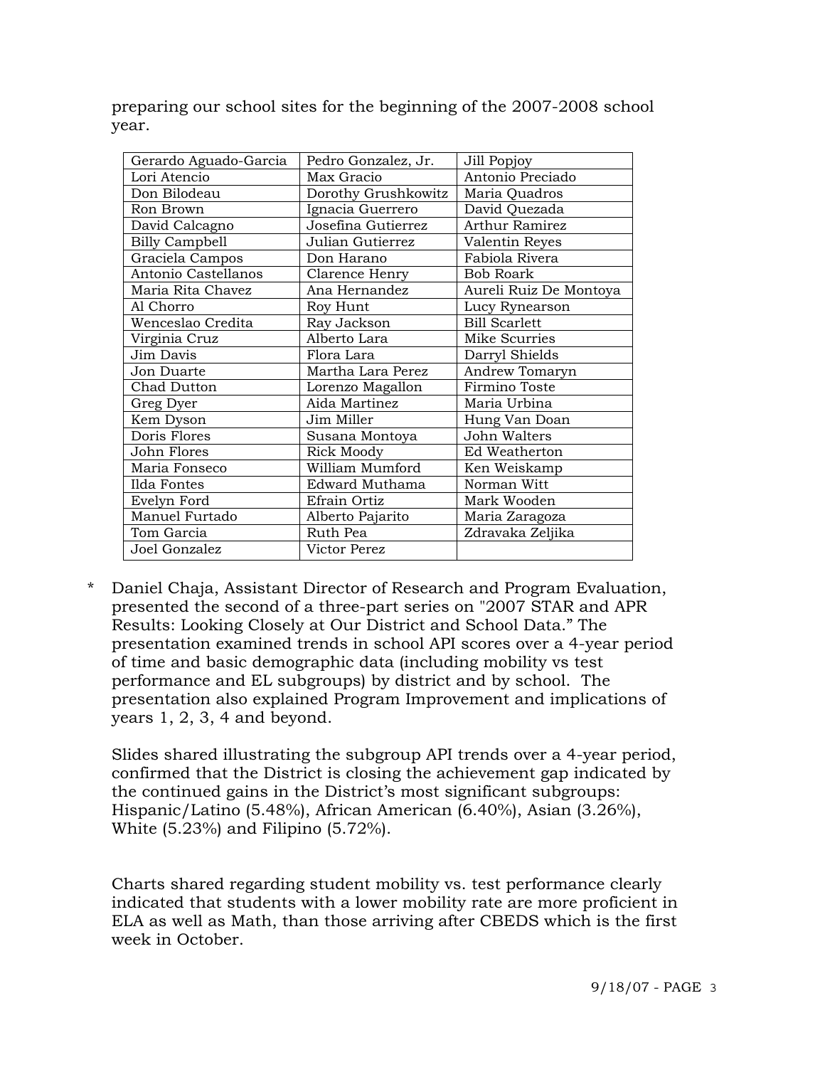preparing our school sites for the beginning of the 2007-2008 school year.

| | | |
|---|---|---|
| Gerardo Aguado-Garcia | Pedro Gonzalez, Jr. | Jill Popjoy |
| Lori Atencio | Max Gracio | Antonio Preciado |
| Don Bilodeau | Dorothy Grushkowitz | Maria Quadros |
| Ron Brown | Ignacia Guerrero | David Quezada |
| David Calcagno | Josefina Gutierrez | Arthur Ramirez |
| Billy Campbell | Julian Gutierrez | Valentin Reyes |
| Graciela Campos | Don Harano | Fabiola Rivera |
| Antonio Castellanos | Clarence Henry | Bob Roark |
| Maria Rita Chavez | Ana Hernandez | Aureli Ruiz De Montoya |
| Al Chorro | Roy Hunt | Lucy Rynearson |
| Wenceslao Credita | Ray Jackson | Bill Scarlett |
| Virginia Cruz | Alberto Lara | Mike Scurries |
| Jim Davis | Flora Lara | Darryl Shields |
| Jon Duarte | Martha Lara Perez | Andrew Tomaryn |
| Chad Dutton | Lorenzo Magallon | Firmino Toste |
| Greg Dyer | Aida Martinez | Maria Urbina |
| Kem Dyson | Jim Miller | Hung Van Doan |
| Doris Flores | Susana Montoya | John Walters |
| John Flores | Rick Moody | Ed Weatherton |
| Maria Fonseco | William Mumford | Ken Weiskamp |
| Ilda Fontes | Edward Muthama | Norman Witt |
| Evelyn Ford | Efrain Ortiz | Mark Wooden |
| Manuel Furtado | Alberto Pajarito | Maria Zaragoza |
| Tom Garcia | Ruth Pea | Zdravaka Zeljika |
| Joel Gonzalez | Victor Perez | |

\* Daniel Chaja, Assistant Director of Research and Program Evaluation, presented the second of a three-part series on "2007 STAR and APR Results: Looking Closely at Our District and School Data." The presentation examined trends in school API scores over a 4-year period of time and basic demographic data (including mobility vs test performance and EL subgroups) by district and by school. The presentation also explained Program Improvement and implications of years 1, 2, 3, 4 and beyond.

Slides shared illustrating the subgroup API trends over a 4-year period, confirmed that the District is closing the achievement gap indicated by the continued gains in the District's most significant subgroups: Hispanic/Latino (5.48%), African American (6.40%), Asian (3.26%), White (5.23%) and Filipino (5.72%).

Charts shared regarding student mobility vs. test performance clearly indicated that students with a lower mobility rate are more proficient in ELA as well as Math, than those arriving after CBEDS which is the first week in October.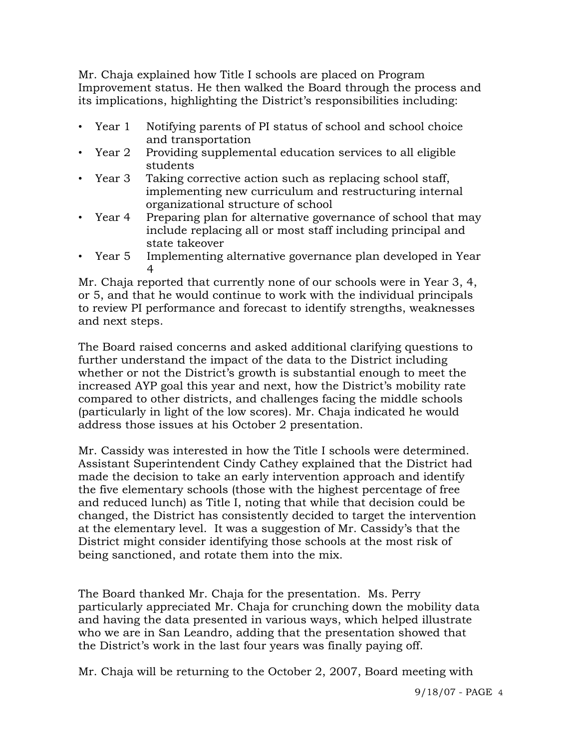Mr. Chaja explained how Title I schools are placed on Program Improvement status. He then walked the Board through the process and its implications, highlighting the District's responsibilities including:

- Year 1 Notifying parents of PI status of school and school choice and transportation
- Year 2 Providing supplemental education services to all eligible students
- Year 3 Taking corrective action such as replacing school staff, implementing new curriculum and restructuring internal organizational structure of school
- Year 4 Preparing plan for alternative governance of school that may include replacing all or most staff including principal and state takeover
- Year 5 Implementing alternative governance plan developed in Year 4

Mr. Chaja reported that currently none of our schools were in Year 3, 4, or 5, and that he would continue to work with the individual principals to review PI performance and forecast to identify strengths, weaknesses and next steps.

The Board raised concerns and asked additional clarifying questions to further understand the impact of the data to the District including whether or not the District's growth is substantial enough to meet the increased AYP goal this year and next, how the District's mobility rate compared to other districts, and challenges facing the middle schools (particularly in light of the low scores). Mr. Chaja indicated he would address those issues at his October 2 presentation.

Mr. Cassidy was interested in how the Title I schools were determined. Assistant Superintendent Cindy Cathey explained that the District had made the decision to take an early intervention approach and identify the five elementary schools (those with the highest percentage of free and reduced lunch) as Title I, noting that while that decision could be changed, the District has consistently decided to target the intervention at the elementary level. It was a suggestion of Mr. Cassidy's that the District might consider identifying those schools at the most risk of being sanctioned, and rotate them into the mix.

The Board thanked Mr. Chaja for the presentation. Ms. Perry particularly appreciated Mr. Chaja for crunching down the mobility data and having the data presented in various ways, which helped illustrate who we are in San Leandro, adding that the presentation showed that the District's work in the last four years was finally paying off.

Mr. Chaja will be returning to the October 2, 2007, Board meeting with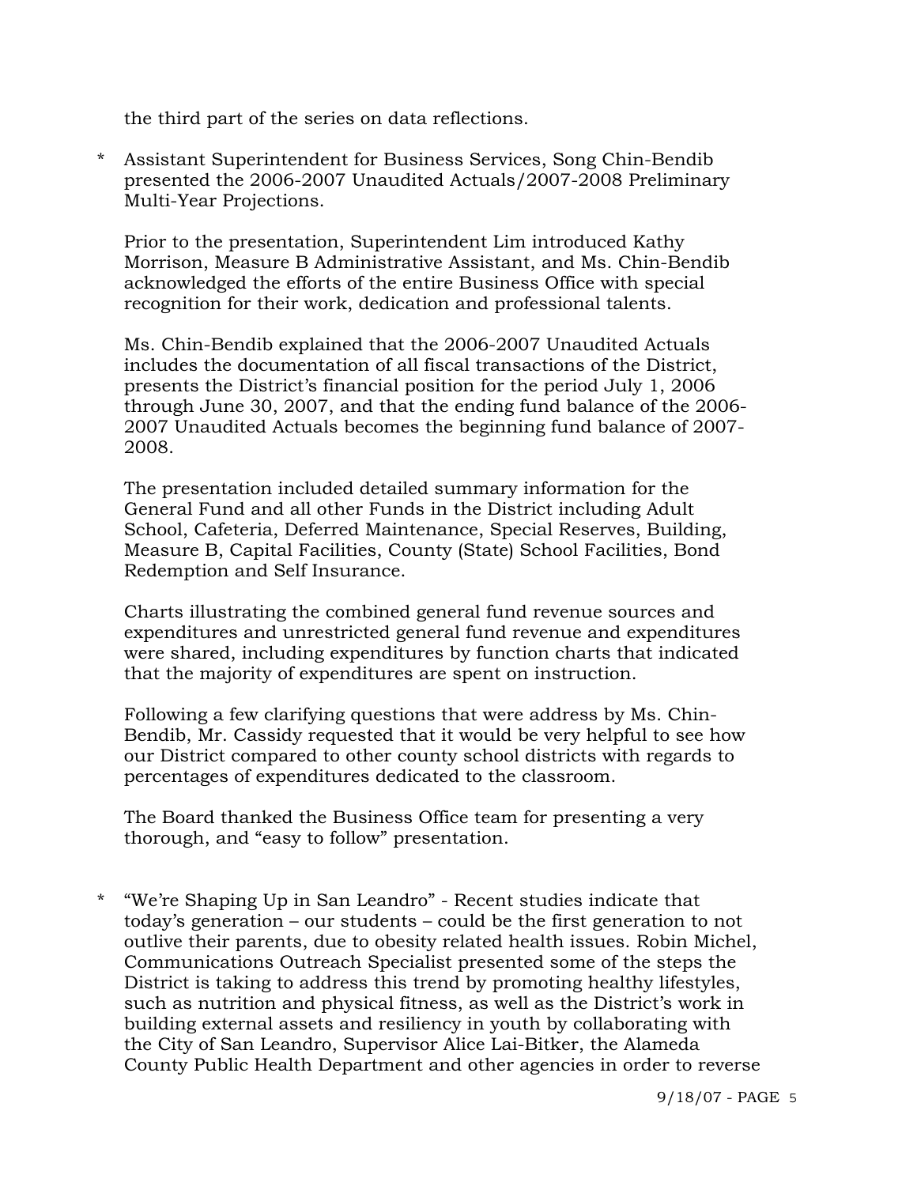the third part of the series on data reflections.

* Assistant Superintendent for Business Services, Song Chin-Bendib presented the 2006-2007 Unaudited Actuals/2007-2008 Preliminary Multi-Year Projections.

  Prior to the presentation, Superintendent Lim introduced Kathy Morrison, Measure B Administrative Assistant, and Ms. Chin-Bendib acknowledged the efforts of the entire Business Office with special recognition for their work, dedication and professional talents.

  Ms. Chin-Bendib explained that the 2006-2007 Unaudited Actuals includes the documentation of all fiscal transactions of the District, presents the District's financial position for the period July 1, 2006 through June 30, 2007, and that the ending fund balance of the 2006-2007 Unaudited Actuals becomes the beginning fund balance of 2007-2008.

  The presentation included detailed summary information for the General Fund and all other Funds in the District including Adult School, Cafeteria, Deferred Maintenance, Special Reserves, Building, Measure B, Capital Facilities, County (State) School Facilities, Bond Redemption and Self Insurance.

  Charts illustrating the combined general fund revenue sources and expenditures and unrestricted general fund revenue and expenditures were shared, including expenditures by function charts that indicated that the majority of expenditures are spent on instruction.

  Following a few clarifying questions that were address by Ms. Chin-Bendib, Mr. Cassidy requested that it would be very helpful to see how our District compared to other county school districts with regards to percentages of expenditures dedicated to the classroom.

  The Board thanked the Business Office team for presenting a very thorough, and "easy to follow" presentation.

* "We're Shaping Up in San Leandro" - Recent studies indicate that today's generation – our students – could be the first generation to not outlive their parents, due to obesity related health issues. Robin Michel, Communications Outreach Specialist presented some of the steps the District is taking to address this trend by promoting healthy lifestyles, such as nutrition and physical fitness, as well as the District's work in building external assets and resiliency in youth by collaborating with the City of San Leandro, Supervisor Alice Lai-Bitker, the Alameda County Public Health Department and other agencies in order to reverse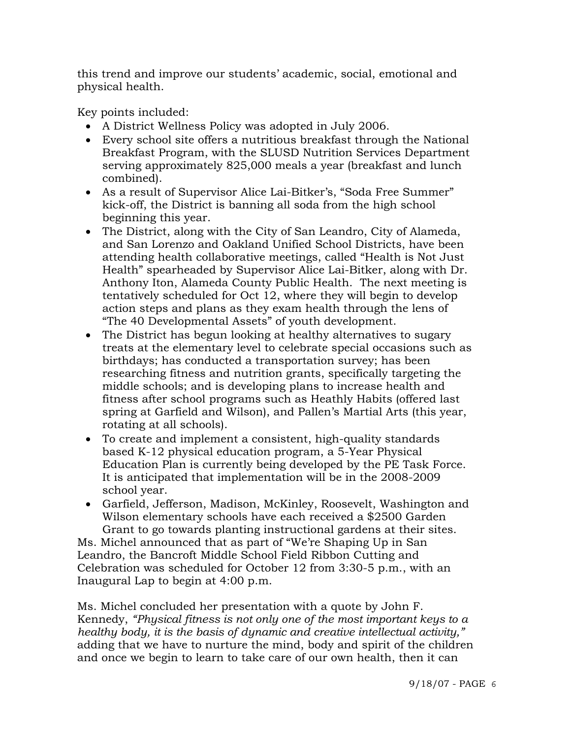this trend and improve our students' academic, social, emotional and physical health.

Key points included:

- A District Wellness Policy was adopted in July 2006.
- Every school site offers a nutritious breakfast through the National Breakfast Program, with the SLUSD Nutrition Services Department serving approximately 825,000 meals a year (breakfast and lunch combined).
- As a result of Supervisor Alice Lai-Bitker's, "Soda Free Summer" kick-off, the District is banning all soda from the high school beginning this year.
- The District, along with the City of San Leandro, City of Alameda, and San Lorenzo and Oakland Unified School Districts, have been attending health collaborative meetings, called "Health is Not Just Health" spearheaded by Supervisor Alice Lai-Bitker, along with Dr. Anthony Iton, Alameda County Public Health. The next meeting is tentatively scheduled for Oct 12, where they will begin to develop action steps and plans as they exam health through the lens of "The 40 Developmental Assets" of youth development.
- The District has begun looking at healthy alternatives to sugary treats at the elementary level to celebrate special occasions such as birthdays; has conducted a transportation survey; has been researching fitness and nutrition grants, specifically targeting the middle schools; and is developing plans to increase health and fitness after school programs such as Heathly Habits (offered last spring at Garfield and Wilson), and Pallen's Martial Arts (this year, rotating at all schools).
- To create and implement a consistent, high-quality standards based K-12 physical education program, a 5-Year Physical Education Plan is currently being developed by the PE Task Force. It is anticipated that implementation will be in the 2008-2009 school year.
- Garfield, Jefferson, Madison, McKinley, Roosevelt, Washington and Wilson elementary schools have each received a $2500 Garden Grant to go towards planting instructional gardens at their sites.

Ms. Michel announced that as part of "We're Shaping Up in San Leandro, the Bancroft Middle School Field Ribbon Cutting and Celebration was scheduled for October 12 from 3:30-5 p.m., with an Inaugural Lap to begin at 4:00 p.m.

Ms. Michel concluded her presentation with a quote by John F. Kennedy, *"Physical fitness is not only one of the most important keys to a healthy body, it is the basis of dynamic and creative intellectual activity,"* adding that we have to nurture the mind, body and spirit of the children and once we begin to learn to take care of our own health, then it can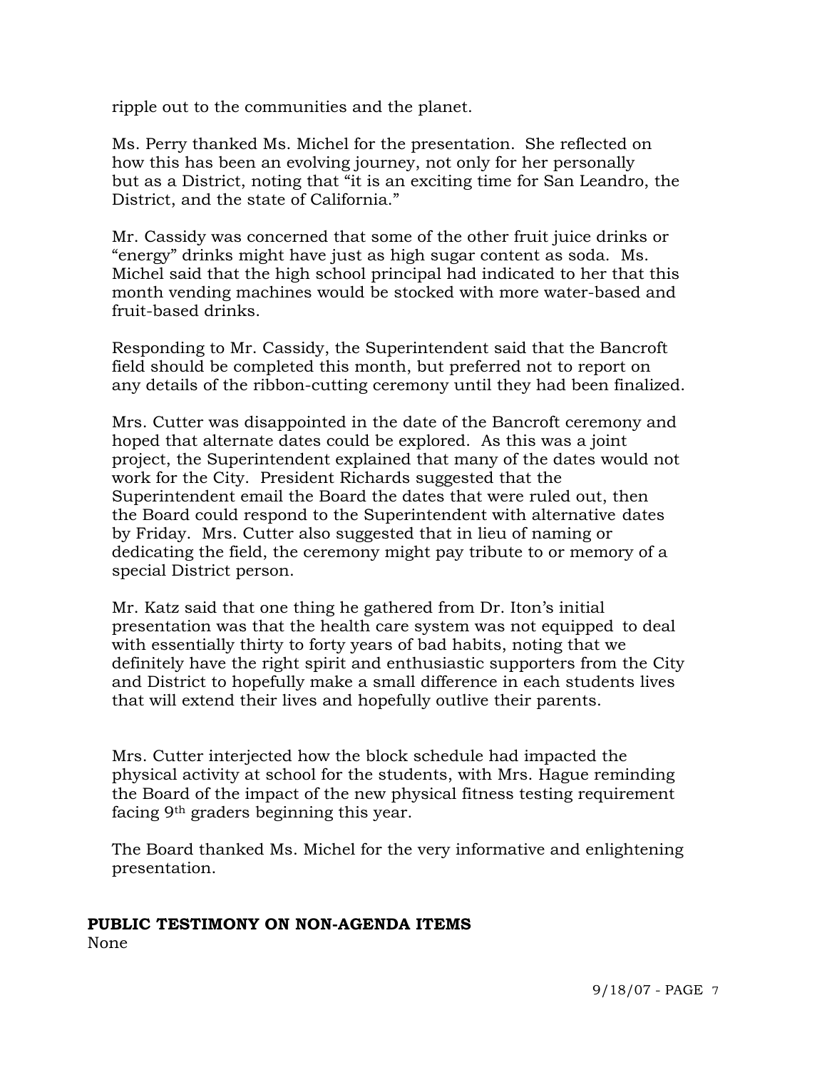ripple out to the communities and the planet.

Ms. Perry thanked Ms. Michel for the presentation. She reflected on how this has been an evolving journey, not only for her personally but as a District, noting that "it is an exciting time for San Leandro, the District, and the state of California."

Mr. Cassidy was concerned that some of the other fruit juice drinks or "energy" drinks might have just as high sugar content as soda. Ms. Michel said that the high school principal had indicated to her that this month vending machines would be stocked with more water-based and fruit-based drinks.

Responding to Mr. Cassidy, the Superintendent said that the Bancroft field should be completed this month, but preferred not to report on any details of the ribbon-cutting ceremony until they had been finalized.

Mrs. Cutter was disappointed in the date of the Bancroft ceremony and hoped that alternate dates could be explored. As this was a joint project, the Superintendent explained that many of the dates would not work for the City. President Richards suggested that the Superintendent email the Board the dates that were ruled out, then the Board could respond to the Superintendent with alternative dates by Friday. Mrs. Cutter also suggested that in lieu of naming or dedicating the field, the ceremony might pay tribute to or memory of a special District person.

Mr. Katz said that one thing he gathered from Dr. Iton's initial presentation was that the health care system was not equipped to deal with essentially thirty to forty years of bad habits, noting that we definitely have the right spirit and enthusiastic supporters from the City and District to hopefully make a small difference in each students lives that will extend their lives and hopefully outlive their parents.

Mrs. Cutter interjected how the block schedule had impacted the physical activity at school for the students, with Mrs. Hague reminding the Board of the impact of the new physical fitness testing requirement facing 9th graders beginning this year.

The Board thanked Ms. Michel for the very informative and enlightening presentation.

**PUBLIC TESTIMONY ON NON-AGENDA ITEMS**

None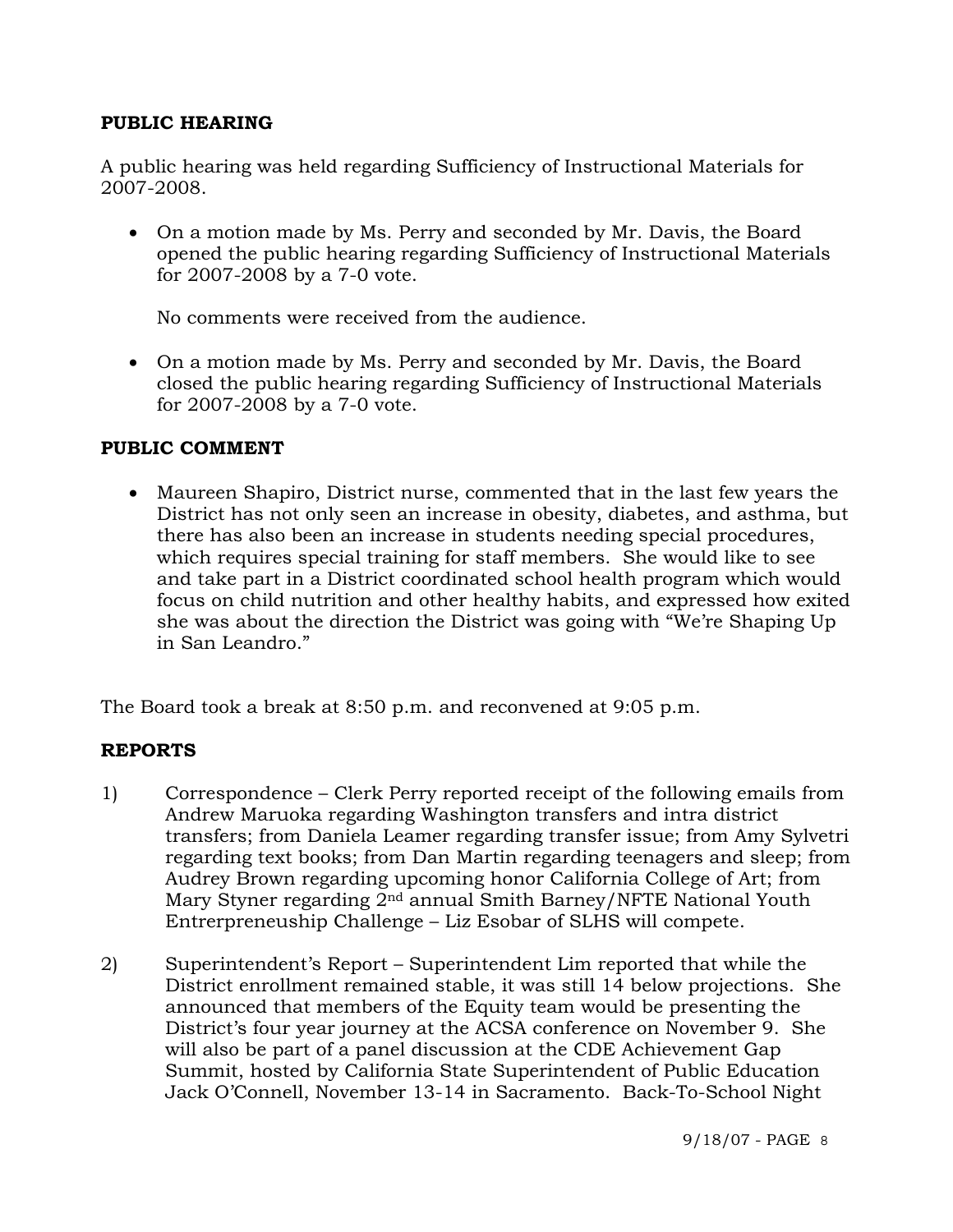**PUBLIC HEARING**

A public hearing was held regarding Sufficiency of Instructional Materials for 2007-2008.

- On a motion made by Ms. Perry and seconded by Mr. Davis, the Board opened the public hearing regarding Sufficiency of Instructional Materials for 2007-2008 by a 7-0 vote.

  No comments were received from the audience.

- On a motion made by Ms. Perry and seconded by Mr. Davis, the Board closed the public hearing regarding Sufficiency of Instructional Materials for 2007-2008 by a 7-0 vote.

**PUBLIC COMMENT**

- Maureen Shapiro, District nurse, commented that in the last few years the District has not only seen an increase in obesity, diabetes, and asthma, but there has also been an increase in students needing special procedures, which requires special training for staff members. She would like to see and take part in a District coordinated school health program which would focus on child nutrition and other healthy habits, and expressed how exited she was about the direction the District was going with "We're Shaping Up in San Leandro."

The Board took a break at 8:50 p.m. and reconvened at 9:05 p.m.

**REPORTS**

1) Correspondence – Clerk Perry reported receipt of the following emails from Andrew Maruoka regarding Washington transfers and intra district transfers; from Daniela Leamer regarding transfer issue; from Amy Sylvetri regarding text books; from Dan Martin regarding teenagers and sleep; from Audrey Brown regarding upcoming honor California College of Art; from Mary Styner regarding 2nd annual Smith Barney/NFTE National Youth Entrerpreneuship Challenge – Liz Esobar of SLHS will compete.

2) Superintendent's Report – Superintendent Lim reported that while the District enrollment remained stable, it was still 14 below projections. She announced that members of the Equity team would be presenting the District's four year journey at the ACSA conference on November 9. She will also be part of a panel discussion at the CDE Achievement Gap Summit, hosted by California State Superintendent of Public Education Jack O'Connell, November 13-14 in Sacramento. Back-To-School Night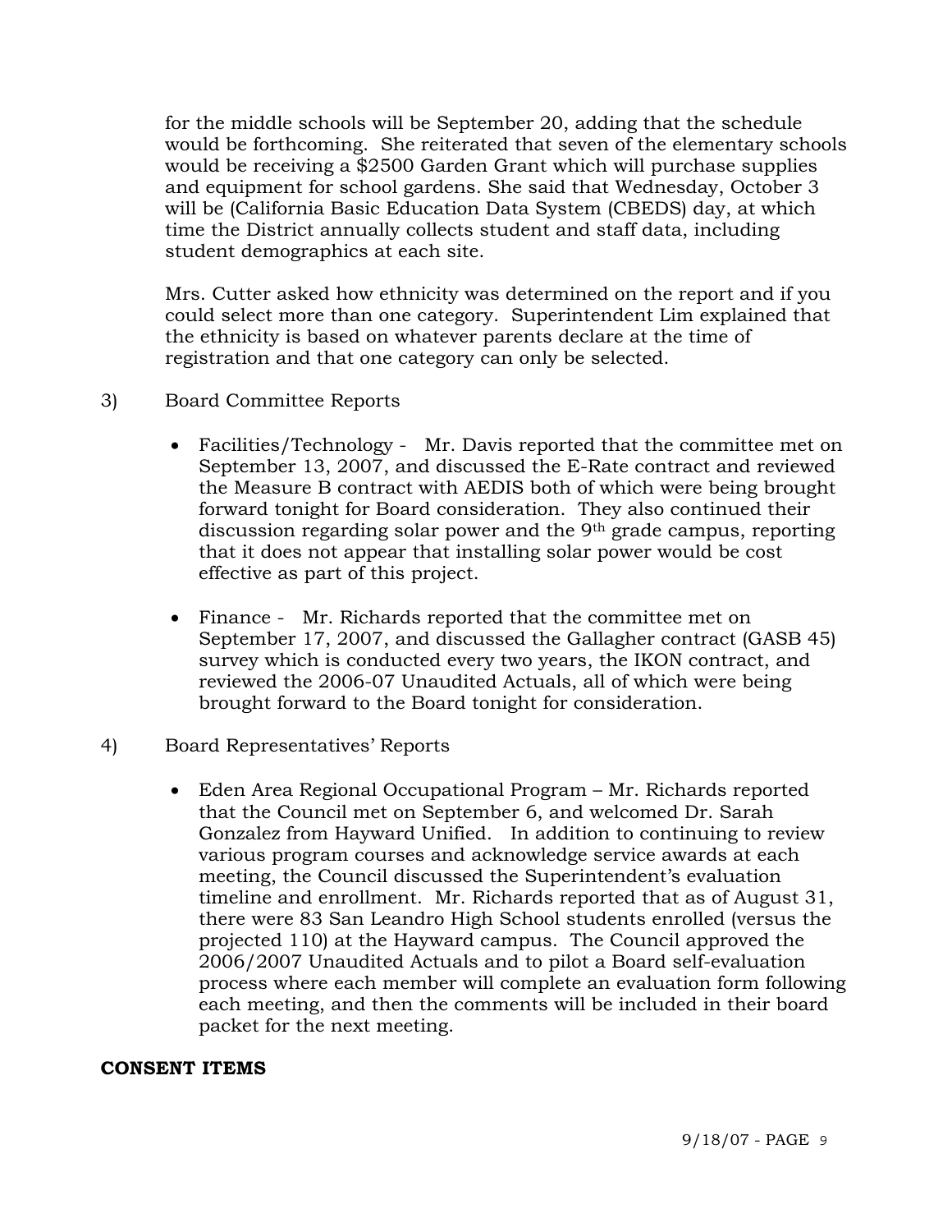for the middle schools will be September 20, adding that the schedule would be forthcoming. She reiterated that seven of the elementary schools would be receiving a $2500 Garden Grant which will purchase supplies and equipment for school gardens. She said that Wednesday, October 3 will be (California Basic Education Data System (CBEDS) day, at which time the District annually collects student and staff data, including student demographics at each site.

Mrs. Cutter asked how ethnicity was determined on the report and if you could select more than one category. Superintendent Lim explained that the ethnicity is based on whatever parents declare at the time of registration and that one category can only be selected.

3) Board Committee Reports

- Facilities/Technology - Mr. Davis reported that the committee met on September 13, 2007, and discussed the E-Rate contract and reviewed the Measure B contract with AEDIS both of which were being brought forward tonight for Board consideration. They also continued their discussion regarding solar power and the 9th grade campus, reporting that it does not appear that installing solar power would be cost effective as part of this project.

- Finance - Mr. Richards reported that the committee met on September 17, 2007, and discussed the Gallagher contract (GASB 45) survey which is conducted every two years, the IKON contract, and reviewed the 2006-07 Unaudited Actuals, all of which were being brought forward to the Board tonight for consideration.

4) Board Representatives' Reports

- Eden Area Regional Occupational Program – Mr. Richards reported that the Council met on September 6, and welcomed Dr. Sarah Gonzalez from Hayward Unified. In addition to continuing to review various program courses and acknowledge service awards at each meeting, the Council discussed the Superintendent's evaluation timeline and enrollment. Mr. Richards reported that as of August 31, there were 83 San Leandro High School students enrolled (versus the projected 110) at the Hayward campus. The Council approved the 2006/2007 Unaudited Actuals and to pilot a Board self-evaluation process where each member will complete an evaluation form following each meeting, and then the comments will be included in their board packet for the next meeting.

**CONSENT ITEMS**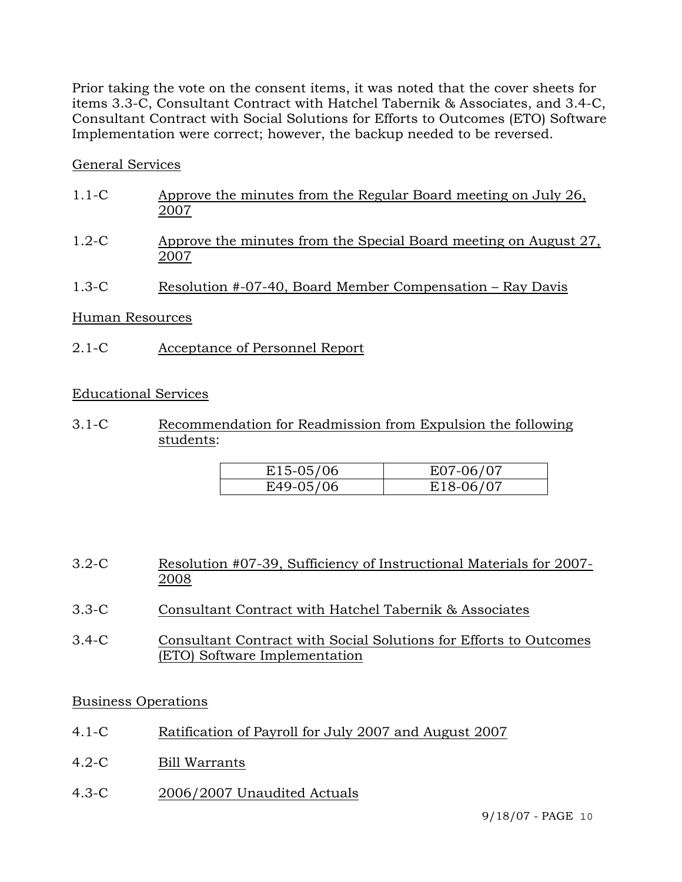Prior taking the vote on the consent items, it was noted that the cover sheets for items 3.3-C, Consultant Contract with Hatchel Tabernik & Associates, and 3.4-C, Consultant Contract with Social Solutions for Efforts to Outcomes (ETO) Software Implementation were correct; however, the backup needed to be reversed.

General Services

1.1-C Approve the minutes from the Regular Board meeting on July 26, 2007

1.2-C Approve the minutes from the Special Board meeting on August 27, 2007

1.3-C Resolution #-07-40, Board Member Compensation – Ray Davis

Human Resources

2.1-C Acceptance of Personnel Report

Educational Services

3.1-C Recommendation for Readmission from Expulsion the following students:

| E15-05/06 | E07-06/07 |
|---|---|
| E49-05/06 | E18-06/07 |

3.2-C Resolution #07-39, Sufficiency of Instructional Materials for 2007-2008

3.3-C Consultant Contract with Hatchel Tabernik & Associates

3.4-C Consultant Contract with Social Solutions for Efforts to Outcomes (ETO) Software Implementation

Business Operations

4.1-C Ratification of Payroll for July 2007 and August 2007

4.2-C Bill Warrants

4.3-C 2006/2007 Unaudited Actuals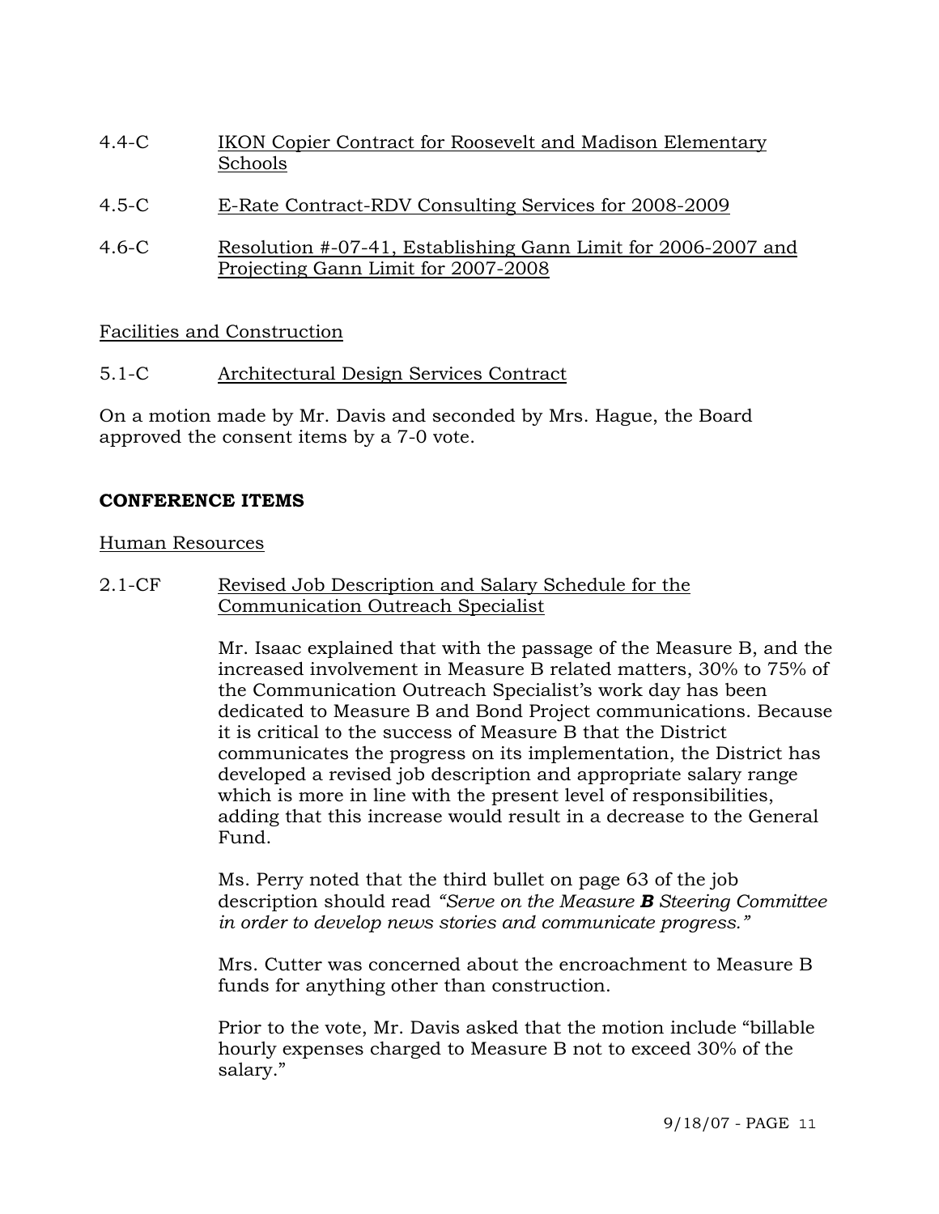4.4-C <u>IKON Copier Contract for Roosevelt and Madison Elementary Schools</u>

4.5-C <u>E-Rate Contract-RDV Consulting Services for 2008-2009</u>

4.6-C <u>Resolution #-07-41, Establishing Gann Limit for 2006-2007 and Projecting Gann Limit for 2007-2008</u>

<u>Facilities and Construction</u>

5.1-C <u>Architectural Design Services Contract</u>

On a motion made by Mr. Davis and seconded by Mrs. Hague, the Board approved the consent items by a 7-0 vote.

**CONFERENCE ITEMS**

<u>Human Resources</u>

2.1-CF <u>Revised Job Description and Salary Schedule for the Communication Outreach Specialist</u>

Mr. Isaac explained that with the passage of the Measure B, and the increased involvement in Measure B related matters, 30% to 75% of the Communication Outreach Specialist's work day has been dedicated to Measure B and Bond Project communications. Because it is critical to the success of Measure B that the District communicates the progress on its implementation, the District has developed a revised job description and appropriate salary range which is more in line with the present level of responsibilities, adding that this increase would result in a decrease to the General Fund.

Ms. Perry noted that the third bullet on page 63 of the job description should read *"Serve on the Measure **B** Steering Committee in order to develop news stories and communicate progress."*

Mrs. Cutter was concerned about the encroachment to Measure B funds for anything other than construction.

Prior to the vote, Mr. Davis asked that the motion include "billable hourly expenses charged to Measure B not to exceed 30% of the salary."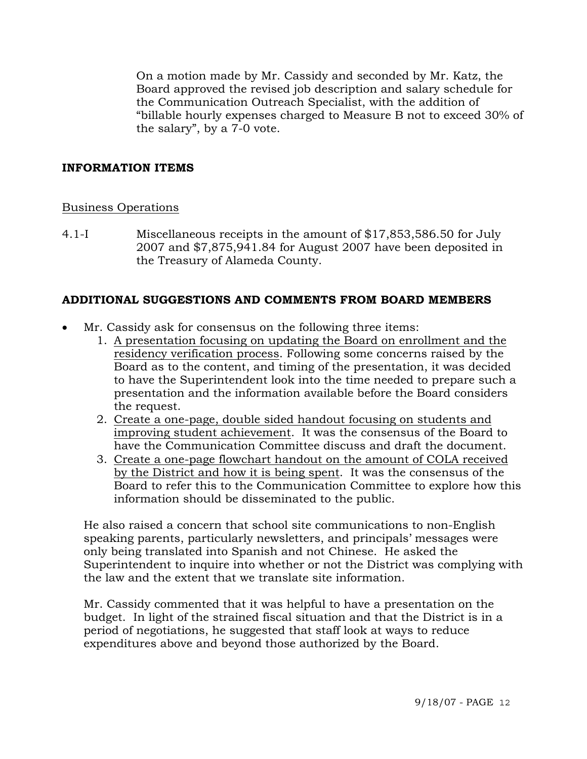On a motion made by Mr. Cassidy and seconded by Mr. Katz, the Board approved the revised job description and salary schedule for the Communication Outreach Specialist, with the addition of "billable hourly expenses charged to Measure B not to exceed 30% of the salary", by a 7-0 vote.

**INFORMATION ITEMS**

Business Operations

4.1-I Miscellaneous receipts in the amount of $17,853,586.50 for July 2007 and $7,875,941.84 for August 2007 have been deposited in the Treasury of Alameda County.

**ADDITIONAL SUGGESTIONS AND COMMENTS FROM BOARD MEMBERS**

- Mr. Cassidy ask for consensus on the following three items:
  1. A presentation focusing on updating the Board on enrollment and the residency verification process. Following some concerns raised by the Board as to the content, and timing of the presentation, it was decided to have the Superintendent look into the time needed to prepare such a presentation and the information available before the Board considers the request.
  2. Create a one-page, double sided handout focusing on students and improving student achievement. It was the consensus of the Board to have the Communication Committee discuss and draft the document.
  3. Create a one-page flowchart handout on the amount of COLA received by the District and how it is being spent. It was the consensus of the Board to refer this to the Communication Committee to explore how this information should be disseminated to the public.

  He also raised a concern that school site communications to non-English speaking parents, particularly newsletters, and principals' messages were only being translated into Spanish and not Chinese. He asked the Superintendent to inquire into whether or not the District was complying with the law and the extent that we translate site information.

  Mr. Cassidy commented that it was helpful to have a presentation on the budget. In light of the strained fiscal situation and that the District is in a period of negotiations, he suggested that staff look at ways to reduce expenditures above and beyond those authorized by the Board.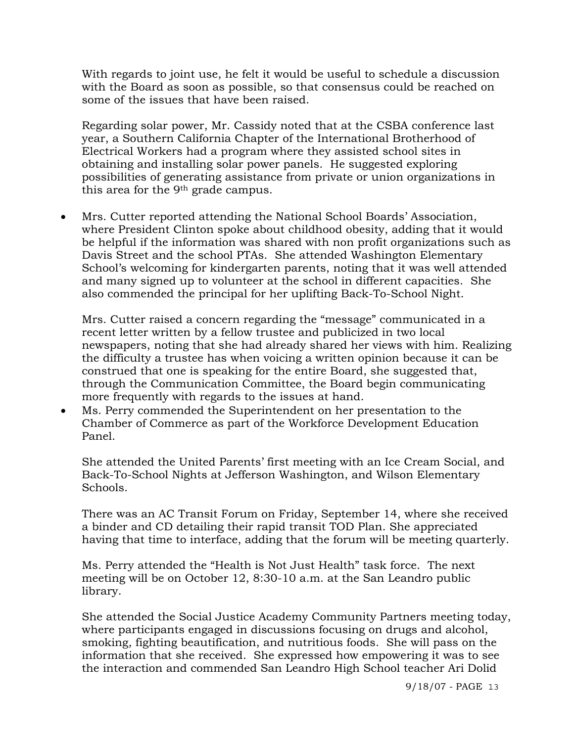With regards to joint use, he felt it would be useful to schedule a discussion with the Board as soon as possible, so that consensus could be reached on some of the issues that have been raised.

Regarding solar power, Mr. Cassidy noted that at the CSBA conference last year, a Southern California Chapter of the International Brotherhood of Electrical Workers had a program where they assisted school sites in obtaining and installing solar power panels. He suggested exploring possibilities of generating assistance from private or union organizations in this area for the 9th grade campus.

- Mrs. Cutter reported attending the National School Boards' Association, where President Clinton spoke about childhood obesity, adding that it would be helpful if the information was shared with non profit organizations such as Davis Street and the school PTAs. She attended Washington Elementary School's welcoming for kindergarten parents, noting that it was well attended and many signed up to volunteer at the school in different capacities. She also commended the principal for her uplifting Back-To-School Night.

  Mrs. Cutter raised a concern regarding the "message" communicated in a recent letter written by a fellow trustee and publicized in two local newspapers, noting that she had already shared her views with him. Realizing the difficulty a trustee has when voicing a written opinion because it can be construed that one is speaking for the entire Board, she suggested that, through the Communication Committee, the Board begin communicating more frequently with regards to the issues at hand.

- Ms. Perry commended the Superintendent on her presentation to the Chamber of Commerce as part of the Workforce Development Education Panel.

  She attended the United Parents' first meeting with an Ice Cream Social, and Back-To-School Nights at Jefferson Washington, and Wilson Elementary Schools.

  There was an AC Transit Forum on Friday, September 14, where she received a binder and CD detailing their rapid transit TOD Plan. She appreciated having that time to interface, adding that the forum will be meeting quarterly.

  Ms. Perry attended the "Health is Not Just Health" task force. The next meeting will be on October 12, 8:30-10 a.m. at the San Leandro public library.

  She attended the Social Justice Academy Community Partners meeting today, where participants engaged in discussions focusing on drugs and alcohol, smoking, fighting beautification, and nutritious foods. She will pass on the information that she received. She expressed how empowering it was to see the interaction and commended San Leandro High School teacher Ari Dolid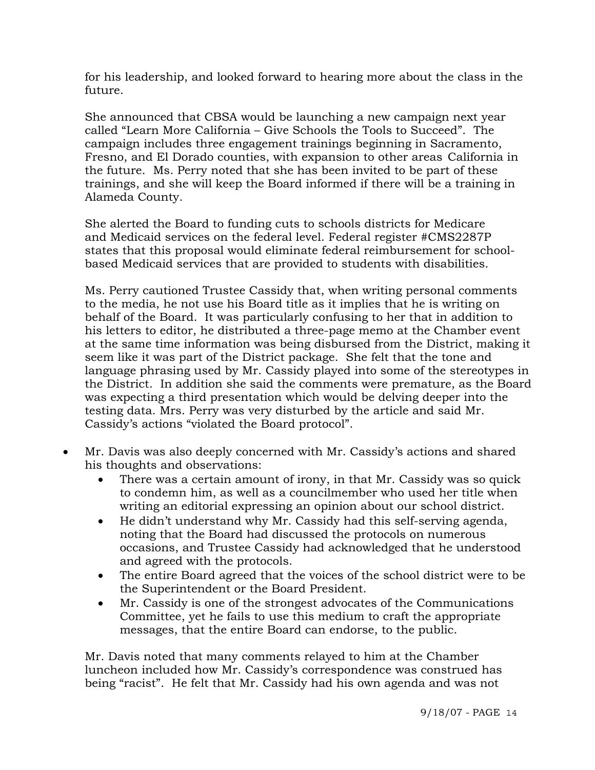for his leadership, and looked forward to hearing more about the class in the future.

She announced that CBSA would be launching a new campaign next year called "Learn More California – Give Schools the Tools to Succeed". The campaign includes three engagement trainings beginning in Sacramento, Fresno, and El Dorado counties, with expansion to other areas California in the future. Ms. Perry noted that she has been invited to be part of these trainings, and she will keep the Board informed if there will be a training in Alameda County.

She alerted the Board to funding cuts to schools districts for Medicare and Medicaid services on the federal level. Federal register #CMS2287P states that this proposal would eliminate federal reimbursement for school-based Medicaid services that are provided to students with disabilities.

Ms. Perry cautioned Trustee Cassidy that, when writing personal comments to the media, he not use his Board title as it implies that he is writing on behalf of the Board. It was particularly confusing to her that in addition to his letters to editor, he distributed a three-page memo at the Chamber event at the same time information was being disbursed from the District, making it seem like it was part of the District package. She felt that the tone and language phrasing used by Mr. Cassidy played into some of the stereotypes in the District. In addition she said the comments were premature, as the Board was expecting a third presentation which would be delving deeper into the testing data. Mrs. Perry was very disturbed by the article and said Mr. Cassidy's actions "violated the Board protocol".

- Mr. Davis was also deeply concerned with Mr. Cassidy's actions and shared his thoughts and observations:
  - There was a certain amount of irony, in that Mr. Cassidy was so quick to condemn him, as well as a councilmember who used her title when writing an editorial expressing an opinion about our school district.
  - He didn't understand why Mr. Cassidy had this self-serving agenda, noting that the Board had discussed the protocols on numerous occasions, and Trustee Cassidy had acknowledged that he understood and agreed with the protocols.
  - The entire Board agreed that the voices of the school district were to be the Superintendent or the Board President.
  - Mr. Cassidy is one of the strongest advocates of the Communications Committee, yet he fails to use this medium to craft the appropriate messages, that the entire Board can endorse, to the public.

Mr. Davis noted that many comments relayed to him at the Chamber luncheon included how Mr. Cassidy's correspondence was construed has being "racist". He felt that Mr. Cassidy had his own agenda and was not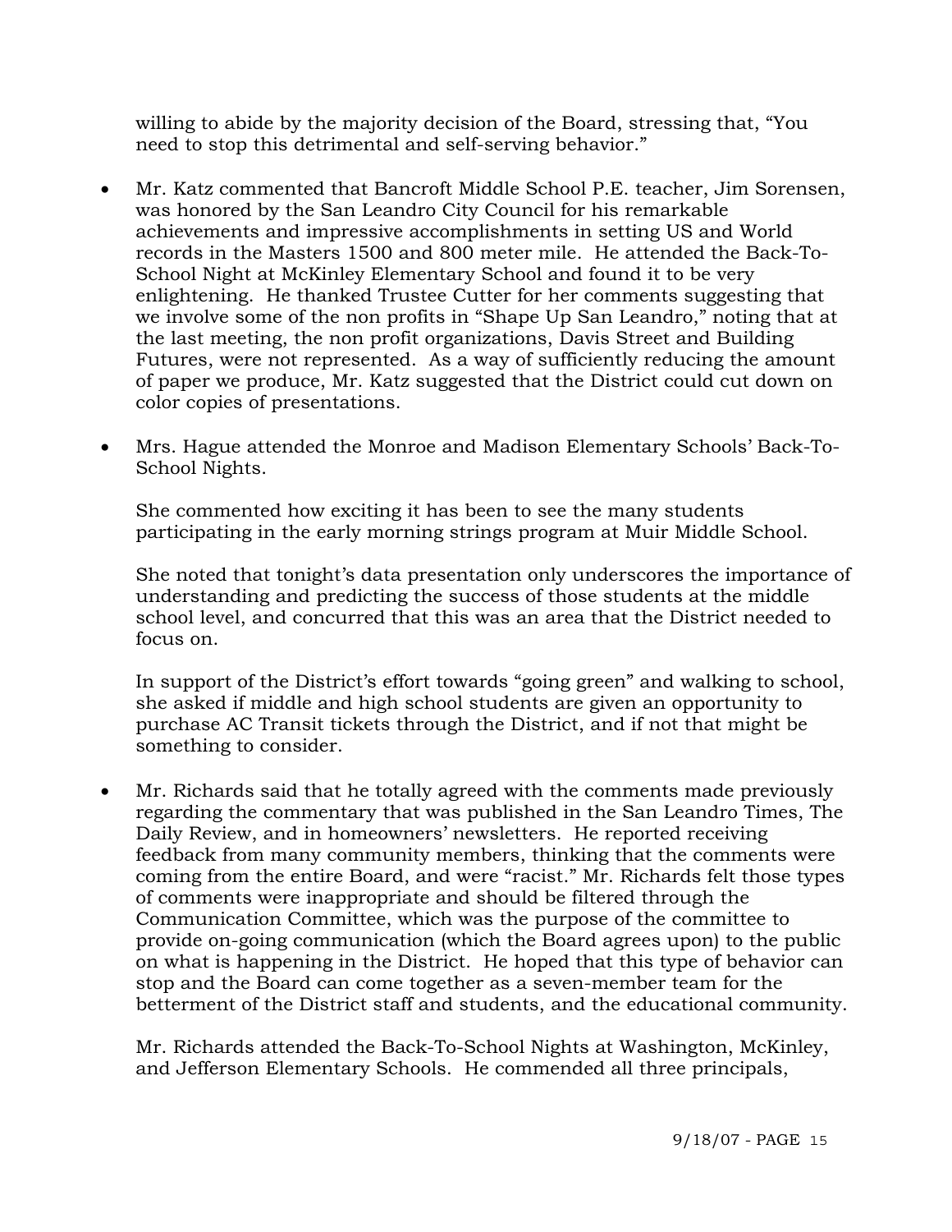willing to abide by the majority decision of the Board, stressing that, "You need to stop this detrimental and self-serving behavior."

- Mr. Katz commented that Bancroft Middle School P.E. teacher, Jim Sorensen, was honored by the San Leandro City Council for his remarkable achievements and impressive accomplishments in setting US and World records in the Masters 1500 and 800 meter mile. He attended the Back-To-School Night at McKinley Elementary School and found it to be very enlightening. He thanked Trustee Cutter for her comments suggesting that we involve some of the non profits in "Shape Up San Leandro," noting that at the last meeting, the non profit organizations, Davis Street and Building Futures, were not represented. As a way of sufficiently reducing the amount of paper we produce, Mr. Katz suggested that the District could cut down on color copies of presentations.

- Mrs. Hague attended the Monroe and Madison Elementary Schools' Back-To-School Nights.

  She commented how exciting it has been to see the many students participating in the early morning strings program at Muir Middle School.

  She noted that tonight's data presentation only underscores the importance of understanding and predicting the success of those students at the middle school level, and concurred that this was an area that the District needed to focus on.

  In support of the District's effort towards "going green" and walking to school, she asked if middle and high school students are given an opportunity to purchase AC Transit tickets through the District, and if not that might be something to consider.

- Mr. Richards said that he totally agreed with the comments made previously regarding the commentary that was published in the San Leandro Times, The Daily Review, and in homeowners' newsletters. He reported receiving feedback from many community members, thinking that the comments were coming from the entire Board, and were "racist." Mr. Richards felt those types of comments were inappropriate and should be filtered through the Communication Committee, which was the purpose of the committee to provide on-going communication (which the Board agrees upon) to the public on what is happening in the District. He hoped that this type of behavior can stop and the Board can come together as a seven-member team for the betterment of the District staff and students, and the educational community.

  Mr. Richards attended the Back-To-School Nights at Washington, McKinley, and Jefferson Elementary Schools. He commended all three principals,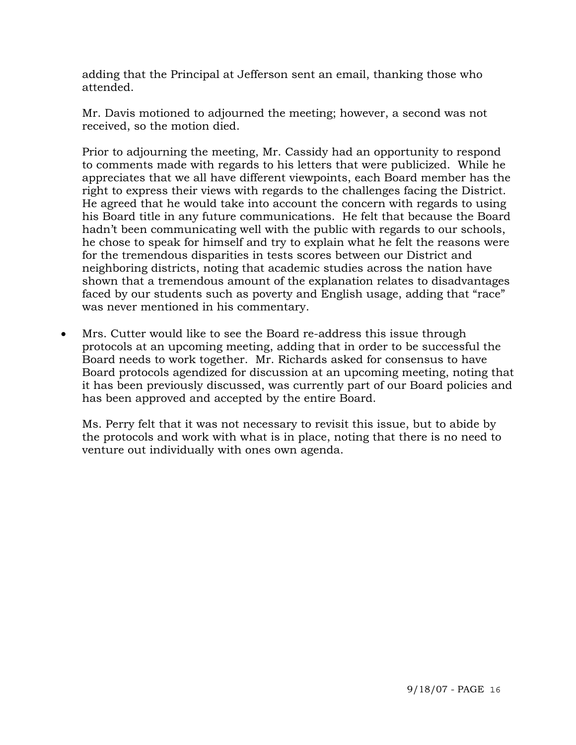adding that the Principal at Jefferson sent an email, thanking those who attended.

Mr. Davis motioned to adjourned the meeting; however, a second was not received, so the motion died.

Prior to adjourning the meeting, Mr. Cassidy had an opportunity to respond to comments made with regards to his letters that were publicized. While he appreciates that we all have different viewpoints, each Board member has the right to express their views with regards to the challenges facing the District. He agreed that he would take into account the concern with regards to using his Board title in any future communications. He felt that because the Board hadn't been communicating well with the public with regards to our schools, he chose to speak for himself and try to explain what he felt the reasons were for the tremendous disparities in tests scores between our District and neighboring districts, noting that academic studies across the nation have shown that a tremendous amount of the explanation relates to disadvantages faced by our students such as poverty and English usage, adding that "race" was never mentioned in his commentary.

- Mrs. Cutter would like to see the Board re-address this issue through protocols at an upcoming meeting, adding that in order to be successful the Board needs to work together. Mr. Richards asked for consensus to have Board protocols agendized for discussion at an upcoming meeting, noting that it has been previously discussed, was currently part of our Board policies and has been approved and accepted by the entire Board.

  Ms. Perry felt that it was not necessary to revisit this issue, but to abide by the protocols and work with what is in place, noting that there is no need to venture out individually with ones own agenda.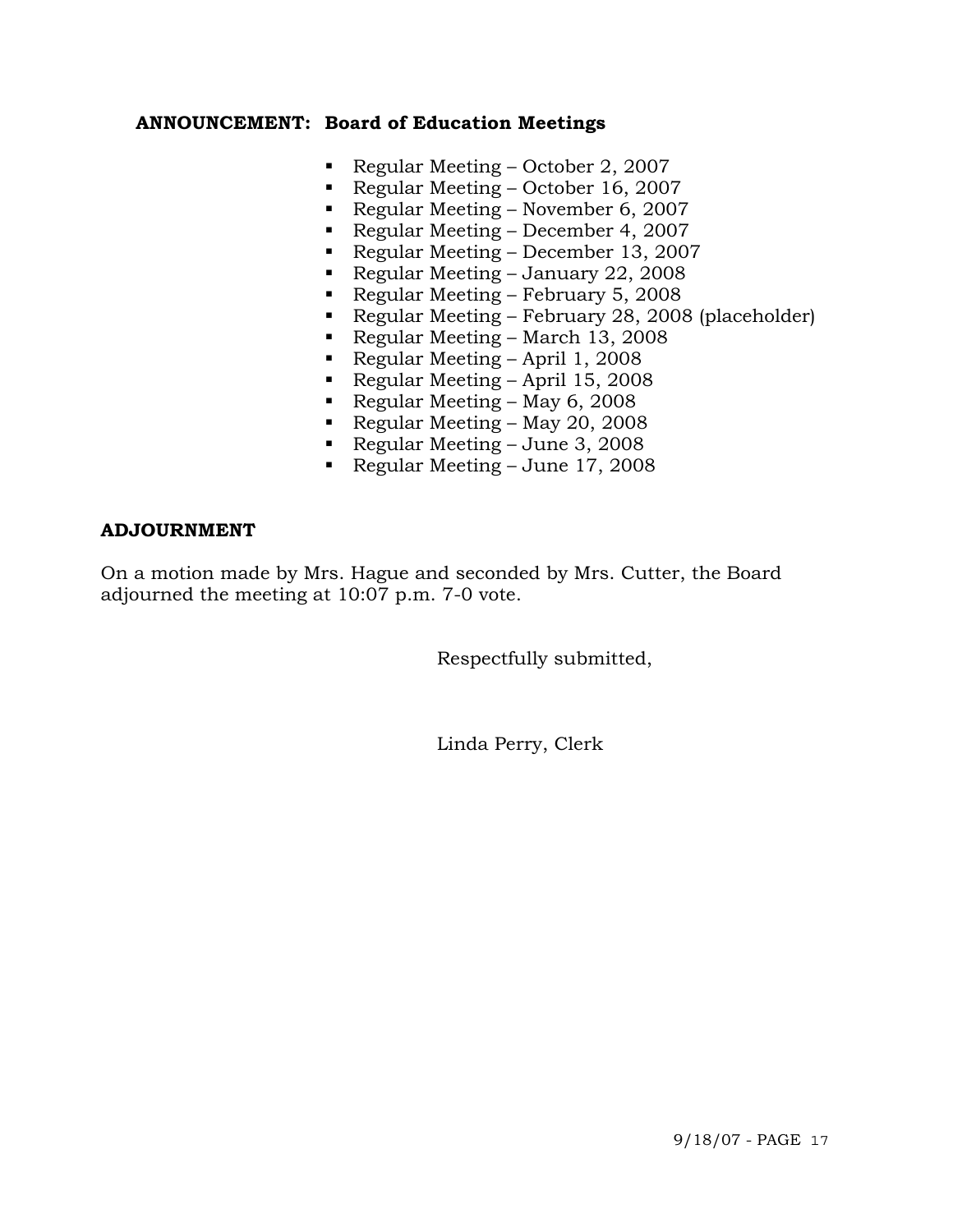**ANNOUNCEMENT: Board of Education Meetings**

- Regular Meeting – October 2, 2007
- Regular Meeting – October 16, 2007
- Regular Meeting – November 6, 2007
- Regular Meeting – December 4, 2007
- Regular Meeting – December 13, 2007
- Regular Meeting – January 22, 2008
- Regular Meeting – February 5, 2008
- Regular Meeting – February 28, 2008 (placeholder)
- Regular Meeting – March 13, 2008
- Regular Meeting – April 1, 2008
- Regular Meeting – April 15, 2008
- Regular Meeting – May 6, 2008
- Regular Meeting – May 20, 2008
- Regular Meeting – June 3, 2008
- Regular Meeting – June 17, 2008

**ADJOURNMENT**

On a motion made by Mrs. Hague and seconded by Mrs. Cutter, the Board adjourned the meeting at 10:07 p.m. 7-0 vote.

Respectfully submitted,

Linda Perry, Clerk